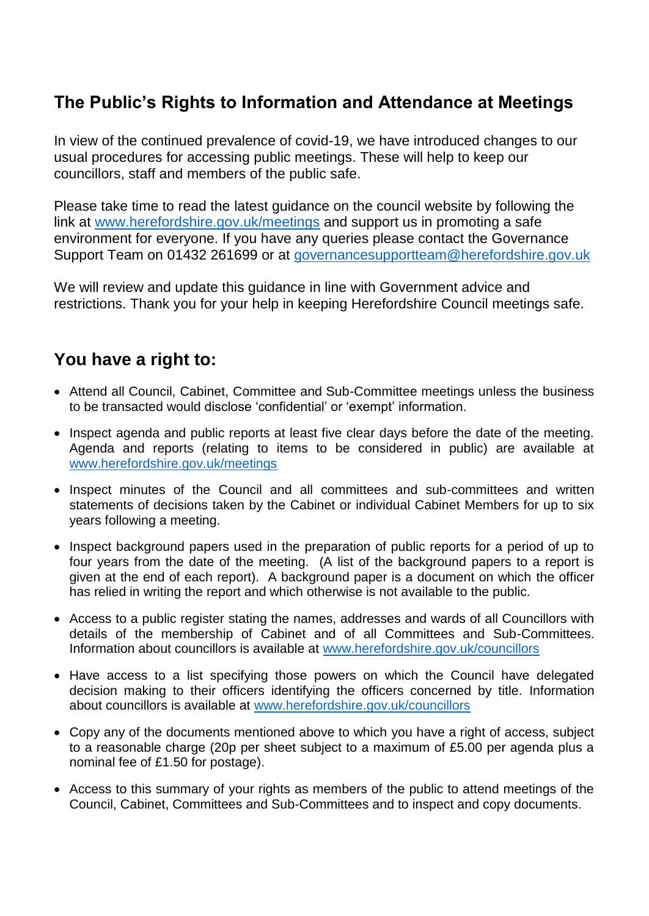## The Public's Rights to Information and Attendance at Meetings

In view of the continued prevalence of covid-19, we have introduced changes to our usual procedures for accessing public meetings. These will help to keep our councillors, staff and members of the public safe.

Please take time to read the latest guidance on the council website by following the link at www.herefordshire.gov.uk/meetings and support us in promoting a safe environment for everyone. If you have any queries please contact the Governance Support Team on 01432 261699 or at governancesupportteam@herefordshire.gov.uk

We will review and update this guidance in line with Government advice and restrictions. Thank you for your help in keeping Herefordshire Council meetings safe.

## You have a right to:

- Attend all Council, Cabinet, Committee and Sub-Committee meetings unless the business to be transacted would disclose 'confidential' or 'exempt' information.
- Inspect agenda and public reports at least five clear days before the date of the meeting. Agenda and reports (relating to items to be considered in public) are available at www.herefordshire.gov.uk/meetings
- Inspect minutes of the Council and all committees and sub-committees and written statements of decisions taken by the Cabinet or individual Cabinet Members for up to six years following a meeting.
- Inspect background papers used in the preparation of public reports for a period of up to four years from the date of the meeting. (A list of the background papers to a report is given at the end of each report). A background paper is a document on which the officer has relied in writing the report and which otherwise is not available to the public.
- Access to a public register stating the names, addresses and wards of all Councillors with details of the membership of Cabinet and of all Committees and Sub-Committees. Information about councillors is available at www.herefordshire.gov.uk/councillors
- Have access to a list specifying those powers on which the Council have delegated decision making to their officers identifying the officers concerned by title. Information about councillors is available at www.herefordshire.gov.uk/councillors
- Copy any of the documents mentioned above to which you have a right of access, subject to a reasonable charge (20p per sheet subject to a maximum of £5.00 per agenda plus a nominal fee of £1.50 for postage).
- Access to this summary of your rights as members of the public to attend meetings of the Council, Cabinet, Committees and Sub-Committees and to inspect and copy documents.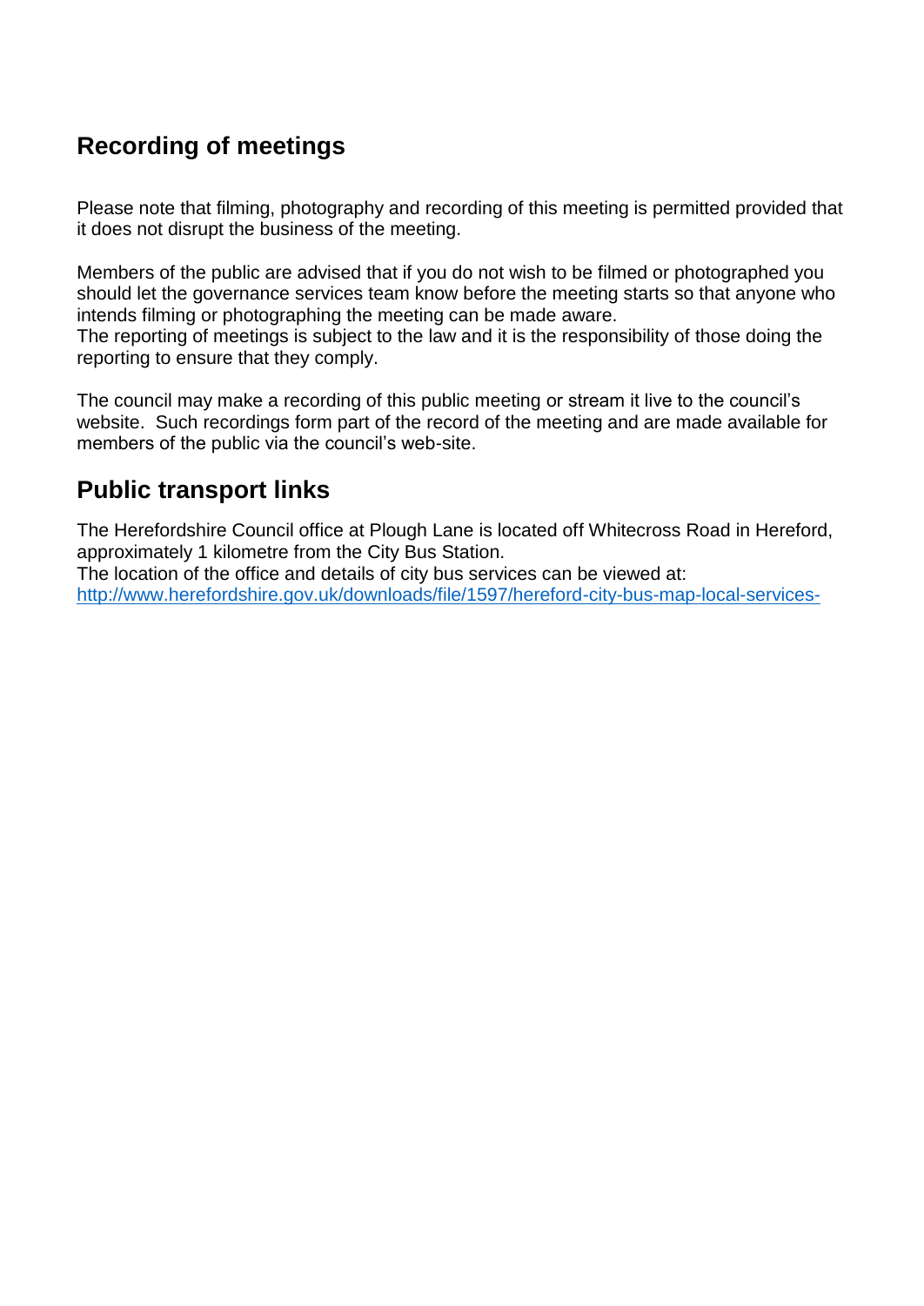## Recording of meetings

Please note that filming, photography and recording of this meeting is permitted provided that it does not disrupt the business of the meeting.

Members of the public are advised that if you do not wish to be filmed or photographed you should let the governance services team know before the meeting starts so that anyone who intends filming or photographing the meeting can be made aware.
The reporting of meetings is subject to the law and it is the responsibility of those doing the reporting to ensure that they comply.

The council may make a recording of this public meeting or stream it live to the council's website. Such recordings form part of the record of the meeting and are made available for members of the public via the council's web-site.

## Public transport links

The Herefordshire Council office at Plough Lane is located off Whitecross Road in Hereford, approximately 1 kilometre from the City Bus Station.
The location of the office and details of city bus services can be viewed at:
http://www.herefordshire.gov.uk/downloads/file/1597/hereford-city-bus-map-local-services-